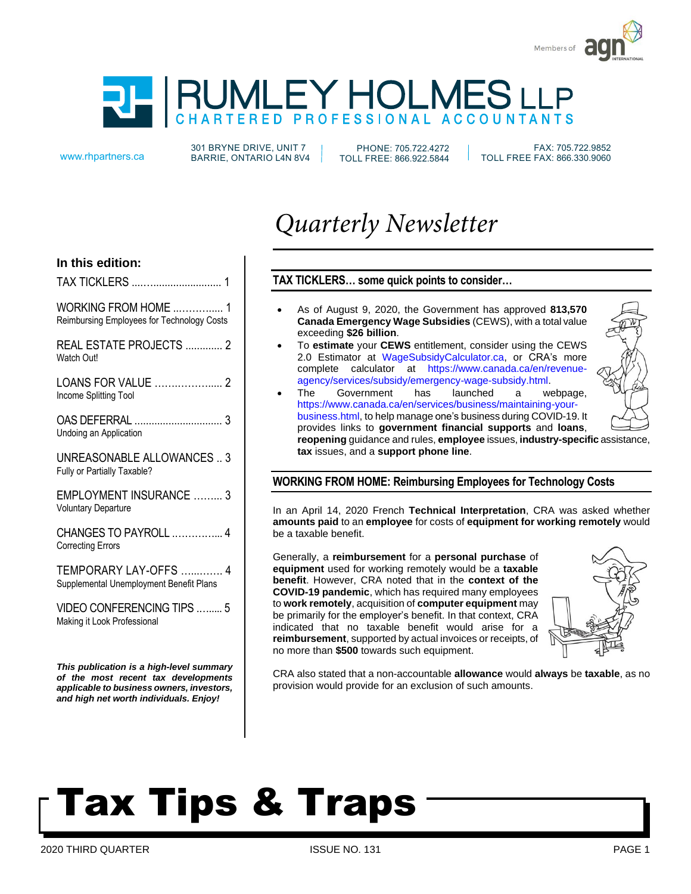Members of agn INTERNATIONAL

# RUMLEY HOLMES LLP

CHARTERED PROFESSIONAL ACCOUNTANTS

www.rhpartners.ca | 301 BRYNE DRIVE, UNIT 7 BARRIE, ONTARIO L4N 8V4 | PHONE: 705.722.4272 TOLL FREE: 866.922.5844 | FAX: 705.722.9852 TOLL FREE FAX: 866.330.9060

# *Quarterly Newsletter*

**In this edition:**

TAX TICKLERS ....................................... 1

WORKING FROM HOME ................... 1
Reimbursing Employees for Technology Costs

REAL ESTATE PROJECTS ............. 2
Watch Out!

LOANS FOR VALUE ...................... 2
Income Splitting Tool

OAS DEFERRAL .............................. 3
Undoing an Application

UNREASONABLE ALLOWANCES .. 3
Fully or Partially Taxable?

EMPLOYMENT INSURANCE ......... 3
Voluntary Departure

CHANGES TO PAYROLL ................ 4
Correcting Errors

TEMPORARY LAY-OFFS ............... 4
Supplemental Unemployment Benefit Plans

VIDEO CONFERENCING TIPS ......... 5
Making it Look Professional

***This publication is a high-level summary of the most recent tax developments applicable to business owners, investors, and high net worth individuals. Enjoy!***

## TAX TICKLERS… some quick points to consider…

- As of August 9, 2020, the Government has approved **813,570 Canada Emergency Wage Subsidies** (CEWS), with a total value exceeding **$26 billion**.
- To **estimate** your **CEWS** entitlement, consider using the CEWS 2.0 Estimator at WageSubsidyCalculator.ca, or CRA's more complete calculator at https://www.canada.ca/en/revenue-agency/services/subsidy/emergency-wage-subsidy.html.
- The Government has launched a webpage, https://www.canada.ca/en/services/business/maintaining-your-business.html, to help manage one's business during COVID-19. It provides links to **government financial supports** and **loans**, **reopening** guidance and rules, **employee** issues, **industry-specific** assistance, **tax** issues, and a **support phone line**.

## WORKING FROM HOME: Reimbursing Employees for Technology Costs

In an April 14, 2020 French **Technical Interpretation**, CRA was asked whether **amounts paid** to an **employee** for costs of **equipment for working remotely** would be a taxable benefit.

Generally, a **reimbursement** for a **personal purchase** of **equipment** used for working remotely would be a **taxable benefit**. However, CRA noted that in the **context of the COVID-19 pandemic**, which has required many employees to **work remotely**, acquisition of **computer equipment** may be primarily for the employer's benefit. In that context, CRA indicated that no taxable benefit would arise for a **reimbursement**, supported by actual invoices or receipts, of no more than **$500** towards such equipment.

CRA also stated that a non-accountable **allowance** would **always** be **taxable**, as no provision would provide for an exclusion of such amounts.

# Tax Tips & Traps

2020 THIRD QUARTER | ISSUE NO. 131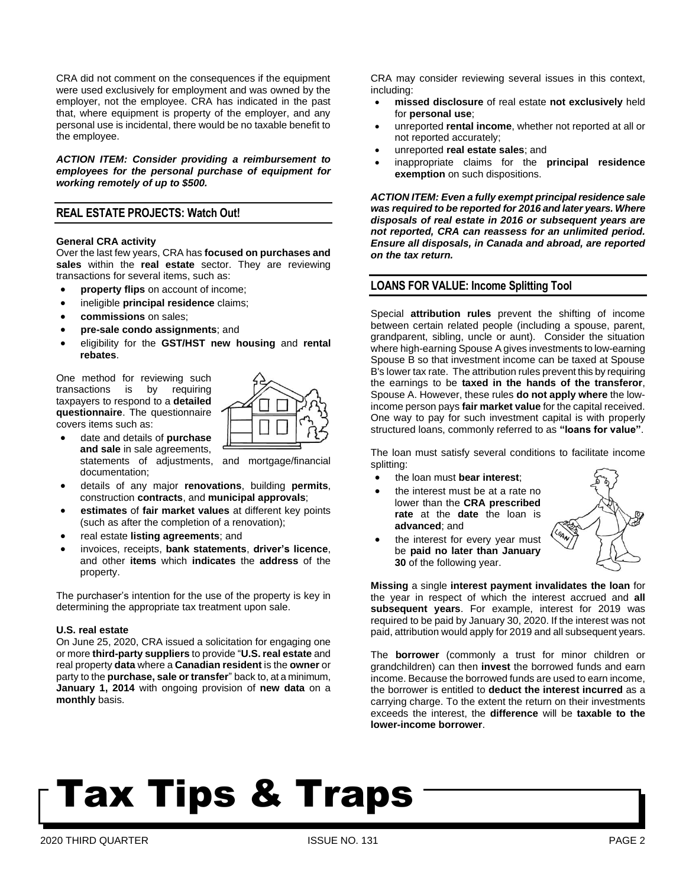CRA did not comment on the consequences if the equipment were used exclusively for employment and was owned by the employer, not the employee. CRA has indicated in the past that, where equipment is property of the employer, and any personal use is incidental, there would be no taxable benefit to the employee.

***ACTION ITEM: Consider providing a reimbursement to employees for the personal purchase of equipment for working remotely of up to $500.***

## REAL ESTATE PROJECTS: Watch Out!

**General CRA activity**

Over the last few years, CRA has **focused on purchases and sales** within the **real estate** sector. They are reviewing transactions for several items, such as:

- **property flips** on account of income;
- ineligible **principal residence** claims;
- **commissions** on sales;
- **pre-sale condo assignments**; and
- eligibility for the **GST/HST new housing** and **rental rebates**.

One method for reviewing such transactions is by requiring taxpayers to respond to a **detailed questionnaire**. The questionnaire covers items such as:

- date and details of **purchase and sale** in sale agreements, statements of adjustments, and mortgage/financial documentation;
- details of any major **renovations**, building **permits**, construction **contracts**, and **municipal approvals**;
- **estimates** of **fair market values** at different key points (such as after the completion of a renovation);
- real estate **listing agreements**; and
- invoices, receipts, **bank statements**, **driver's licence**, and other **items** which **indicates** the **address** of the property.

The purchaser's intention for the use of the property is key in determining the appropriate tax treatment upon sale.

**U.S. real estate**

On June 25, 2020, CRA issued a solicitation for engaging one or more **third-party suppliers** to provide "**U.S. real estate** and real property **data** where a **Canadian resident** is the **owner** or party to the **purchase, sale or transfer**" back to, at a minimum, **January 1, 2014** with ongoing provision of **new data** on a **monthly** basis.

CRA may consider reviewing several issues in this context, including:

- **missed disclosure** of real estate **not exclusively** held for **personal use**;
- unreported **rental income**, whether not reported at all or not reported accurately;
- unreported **real estate sales**; and
- inappropriate claims for the **principal residence exemption** on such dispositions.

***ACTION ITEM: Even a fully exempt principal residence sale was required to be reported for 2016 and later years. Where disposals of real estate in 2016 or subsequent years are not reported, CRA can reassess for an unlimited period. Ensure all disposals, in Canada and abroad, are reported on the tax return.***

## LOANS FOR VALUE: Income Splitting Tool

Special **attribution rules** prevent the shifting of income between certain related people (including a spouse, parent, grandparent, sibling, uncle or aunt). Consider the situation where high-earning Spouse A gives investments to low-earning Spouse B so that investment income can be taxed at Spouse B's lower tax rate. The attribution rules prevent this by requiring the earnings to be **taxed in the hands of the transferor**, Spouse A. However, these rules **do not apply where** the low-income person pays **fair market value** for the capital received. One way to pay for such investment capital is with properly structured loans, commonly referred to as **"loans for value"**.

The loan must satisfy several conditions to facilitate income splitting:

- the loan must **bear interest**;
- the interest must be at a rate no lower than the **CRA prescribed rate** at the **date** the loan is **advanced**; and
- the interest for every year must be **paid no later than January 30** of the following year.

**Missing** a single **interest payment invalidates the loan** for the year in respect of which the interest accrued and **all subsequent years**. For example, interest for 2019 was required to be paid by January 30, 2020. If the interest was not paid, attribution would apply for 2019 and all subsequent years.

The **borrower** (commonly a trust for minor children or grandchildren) can then **invest** the borrowed funds and earn income. Because the borrowed funds are used to earn income, the borrower is entitled to **deduct the interest incurred** as a carrying charge. To the extent the return on their investments exceeds the interest, the **difference** will be **taxable to the lower-income borrower**.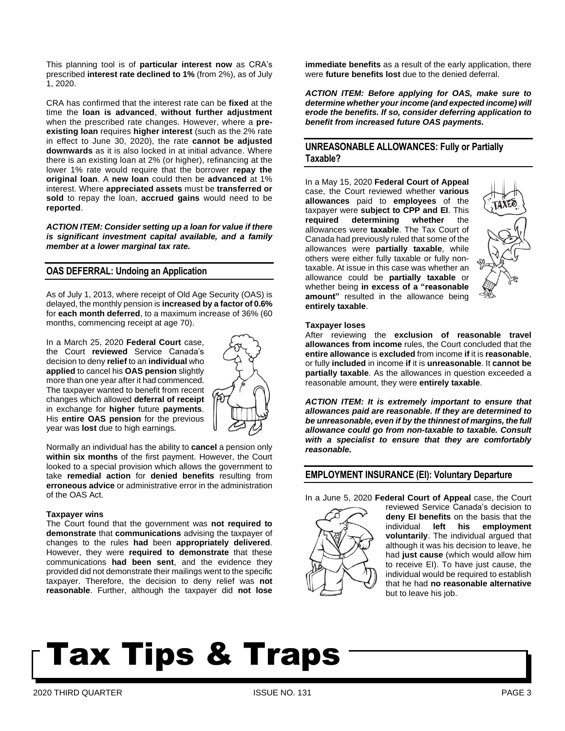This planning tool is of **particular interest now** as CRA's prescribed **interest rate declined to 1%** (from 2%), as of July 1, 2020.

CRA has confirmed that the interest rate can be **fixed** at the time the **loan is advanced**, **without further adjustment** when the prescribed rate changes. However, where a **pre-existing loan** requires **higher interest** (such as the 2% rate in effect to June 30, 2020), the rate **cannot be adjusted downwards** as it is also locked in at initial advance. Where there is an existing loan at 2% (or higher), refinancing at the lower 1% rate would require that the borrower **repay the original loan**. A **new loan** could then be **advanced** at 1% interest. Where **appreciated assets** must be **transferred or sold** to repay the loan, **accrued gains** would need to be **reported**.

***ACTION ITEM: Consider setting up a loan for value if there is significant investment capital available, and a family member at a lower marginal tax rate.***

## OAS DEFERRAL: Undoing an Application

As of July 1, 2013, where receipt of Old Age Security (OAS) is delayed, the monthly pension is **increased by a factor of 0.6%** for **each month deferred**, to a maximum increase of 36% (60 months, commencing receipt at age 70).

In a March 25, 2020 **Federal Court** case, the Court **reviewed** Service Canada's decision to deny **relief** to an **individual** who **applied** to cancel his **OAS pension** slightly more than one year after it had commenced. The taxpayer wanted to benefit from recent changes which allowed **deferral of receipt** in exchange for **higher** future **payments**. His **entire OAS pension** for the previous year was **lost** due to high earnings.

Normally an individual has the ability to **cancel** a pension only **within six months** of the first payment. However, the Court looked to a special provision which allows the government to take **remedial action** for **denied benefits** resulting from **erroneous advice** or administrative error in the administration of the OAS Act.

**Taxpayer wins**

The Court found that the government was **not required to demonstrate** that **communications** advising the taxpayer of changes to the rules **had** been **appropriately delivered**. However, they were **required to demonstrate** that these communications **had been sent**, and the evidence they provided did not demonstrate their mailings went to the specific taxpayer. Therefore, the decision to deny relief was **not reasonable**. Further, although the taxpayer did **not lose immediate benefits** as a result of the early application, there were **future benefits lost** due to the denied deferral.

***ACTION ITEM: Before applying for OAS, make sure to determine whether your income (and expected income) will erode the benefits. If so, consider deferring application to benefit from increased future OAS payments.***

## UNREASONABLE ALLOWANCES: Fully or Partially Taxable?

In a May 15, 2020 **Federal Court of Appeal** case, the Court reviewed whether **various allowances** paid to **employees** of the taxpayer were **subject to CPP and EI**. This **required determining whether** the allowances were **taxable**. The Tax Court of Canada had previously ruled that some of the allowances were **partially taxable**, while others were either fully taxable or fully non-taxable. At issue in this case was whether an allowance could be **partially taxable** or whether being **in excess of a "reasonable amount"** resulted in the allowance being **entirely taxable**.

**Taxpayer loses**

After reviewing the **exclusion of reasonable travel allowances from income** rules, the Court concluded that the **entire allowance** is **excluded** from income **if** it is **reasonable**, or fully **included** in income **if** it is **unreasonable**. It **cannot be partially taxable**. As the allowances in question exceeded a reasonable amount, they were **entirely taxable**.

***ACTION ITEM: It is extremely important to ensure that allowances paid are reasonable. If they are determined to be unreasonable, even if by the thinnest of margins, the full allowance could go from non-taxable to taxable. Consult with a specialist to ensure that they are comfortably reasonable.***

## EMPLOYMENT INSURANCE (EI): Voluntary Departure

In a June 5, 2020 **Federal Court of Appeal** case, the Court reviewed Service Canada's decision to **deny EI benefits** on the basis that the individual **left his employment voluntarily**. The individual argued that although it was his decision to leave, he had **just cause** (which would allow him to receive EI). To have just cause, the individual would be required to establish that he had **no reasonable alternative** but to leave his job.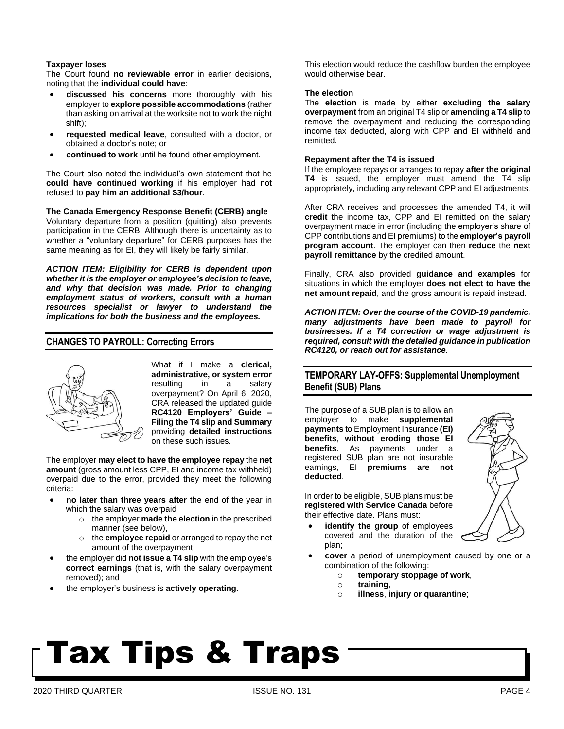**Taxpayer loses**

The Court found **no reviewable error** in earlier decisions, noting that the **individual could have**:

- **discussed his concerns** more thoroughly with his employer to **explore possible accommodations** (rather than asking on arrival at the worksite not to work the night shift);
- **requested medical leave**, consulted with a doctor, or obtained a doctor's note; or
- **continued to work** until he found other employment.

The Court also noted the individual's own statement that he **could have continued working** if his employer had not refused to **pay him an additional $3/hour**.

**The Canada Emergency Response Benefit (CERB) angle**

Voluntary departure from a position (quitting) also prevents participation in the CERB. Although there is uncertainty as to whether a "voluntary departure" for CERB purposes has the same meaning as for EI, they will likely be fairly similar.

***ACTION ITEM: Eligibility for CERB is dependent upon whether it is the employer or employee's decision to leave, and why that decision was made. Prior to changing employment status of workers, consult with a human resources specialist or lawyer to understand the implications for both the business and the employees.***

## CHANGES TO PAYROLL: Correcting Errors

What if I make a **clerical, administrative, or system error** resulting in a salary overpayment? On April 6, 2020, CRA released the updated guide **RC4120 Employers' Guide – Filing the T4 slip and Summary** providing **detailed instructions** on these such issues.

The employer **may elect to have the employee repay** the **net amount** (gross amount less CPP, EI and income tax withheld) overpaid due to the error, provided they meet the following criteria:

- **no later than three years after** the end of the year in which the salary was overpaid
  - the employer **made the election** in the prescribed manner (see below),
  - the **employee repaid** or arranged to repay the net amount of the overpayment;
- the employer did **not issue a T4 slip** with the employee's **correct earnings** (that is, with the salary overpayment removed); and
- the employer's business is **actively operating**.

This election would reduce the cashflow burden the employee would otherwise bear.

**The election**

The **election** is made by either **excluding the salary overpayment** from an original T4 slip or **amending a T4 slip** to remove the overpayment and reducing the corresponding income tax deducted, along with CPP and EI withheld and remitted.

**Repayment after the T4 is issued**

If the employee repays or arranges to repay **after the original T4** is issued, the employer must amend the T4 slip appropriately, including any relevant CPP and EI adjustments.

After CRA receives and processes the amended T4, it will **credit** the income tax, CPP and EI remitted on the salary overpayment made in error (including the employer's share of CPP contributions and EI premiums) to the **employer's payroll program account**. The employer can then **reduce** the **next payroll remittance** by the credited amount.

Finally, CRA also provided **guidance and examples** for situations in which the employer **does not elect to have the net amount repaid**, and the gross amount is repaid instead.

***ACTION ITEM: Over the course of the COVID-19 pandemic, many adjustments have been made to payroll for businesses. If a T4 correction or wage adjustment is required, consult with the detailed guidance in publication RC4120, or reach out for assistance.***

## TEMPORARY LAY-OFFS: Supplemental Unemployment Benefit (SUB) Plans

The purpose of a SUB plan is to allow an employer to make **supplemental payments** to Employment Insurance **(EI) benefits**, **without eroding those EI benefits**. As payments under a registered SUB plan are not insurable earnings, EI **premiums are not deducted**.

In order to be eligible, SUB plans must be **registered with Service Canada** before their effective date. Plans must:

- **identify the group** of employees covered and the duration of the plan;
- **cover** a period of unemployment caused by one or a combination of the following:
  - **temporary stoppage of work**,
  - **training**,
  - **illness**, **injury or quarantine**;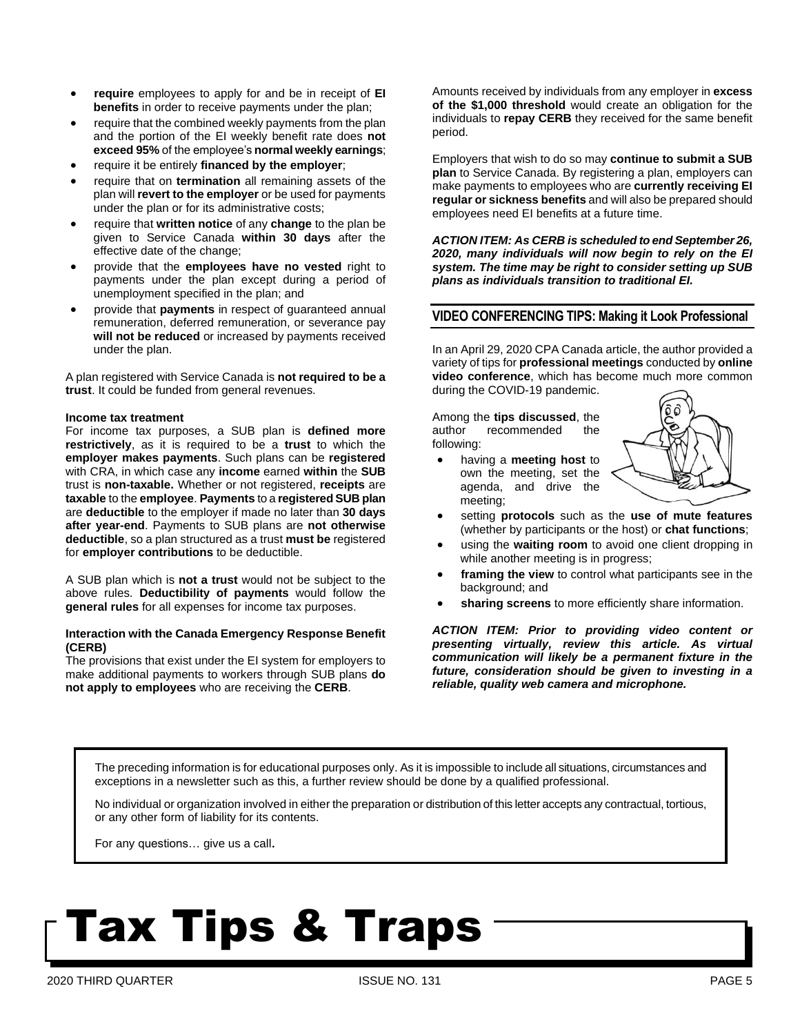- **require** employees to apply for and be in receipt of **EI benefits** in order to receive payments under the plan;
- require that the combined weekly payments from the plan and the portion of the EI weekly benefit rate does **not exceed 95%** of the employee's **normal weekly earnings**;
- require it be entirely **financed by the employer**;
- require that on **termination** all remaining assets of the plan will **revert to the employer** or be used for payments under the plan or for its administrative costs;
- require that **written notice** of any **change** to the plan be given to Service Canada **within 30 days** after the effective date of the change;
- provide that the **employees have no vested** right to payments under the plan except during a period of unemployment specified in the plan; and
- provide that **payments** in respect of guaranteed annual remuneration, deferred remuneration, or severance pay **will not be reduced** or increased by payments received under the plan.

A plan registered with Service Canada is **not required to be a trust**. It could be funded from general revenues.

**Income tax treatment**

For income tax purposes, a SUB plan is **defined more restrictively**, as it is required to be a **trust** to which the **employer makes payments**. Such plans can be **registered** with CRA, in which case any **income** earned **within** the **SUB** trust is **non-taxable.** Whether or not registered, **receipts** are **taxable** to the **employee**. **Payments** to a **registered SUB plan** are **deductible** to the employer if made no later than **30 days after year-end**. Payments to SUB plans are **not otherwise deductible**, so a plan structured as a trust **must be** registered for **employer contributions** to be deductible.

A SUB plan which is **not a trust** would not be subject to the above rules. **Deductibility of payments** would follow the **general rules** for all expenses for income tax purposes.

**Interaction with the Canada Emergency Response Benefit (CERB)**

The provisions that exist under the EI system for employers to make additional payments to workers through SUB plans **do not apply to employees** who are receiving the **CERB**.

Amounts received by individuals from any employer in **excess of the $1,000 threshold** would create an obligation for the individuals to **repay CERB** they received for the same benefit period.

Employers that wish to do so may **continue to submit a SUB plan** to Service Canada. By registering a plan, employers can make payments to employees who are **currently receiving EI regular or sickness benefits** and will also be prepared should employees need EI benefits at a future time.

***ACTION ITEM: As CERB is scheduled to end September 26, 2020, many individuals will now begin to rely on the EI system. The time may be right to consider setting up SUB plans as individuals transition to traditional EI.***

## VIDEO CONFERENCING TIPS: Making it Look Professional

In an April 29, 2020 CPA Canada article, the author provided a variety of tips for **professional meetings** conducted by **online video conference**, which has become much more common during the COVID-19 pandemic.

Among the **tips discussed**, the author recommended the following:

- having a **meeting host** to own the meeting, set the agenda, and drive the meeting;
- setting **protocols** such as the **use of mute features** (whether by participants or the host) or **chat functions**;
- using the **waiting room** to avoid one client dropping in while another meeting is in progress;
- **framing the view** to control what participants see in the background; and
- **sharing screens** to more efficiently share information.

***ACTION ITEM: Prior to providing video content or presenting virtually, review this article. As virtual communication will likely be a permanent fixture in the future, consideration should be given to investing in a reliable, quality web camera and microphone.***

The preceding information is for educational purposes only. As it is impossible to include all situations, circumstances and exceptions in a newsletter such as this, a further review should be done by a qualified professional.

No individual or organization involved in either the preparation or distribution of this letter accepts any contractual, tortious, or any other form of liability for its contents.

For any questions… give us a call**.**